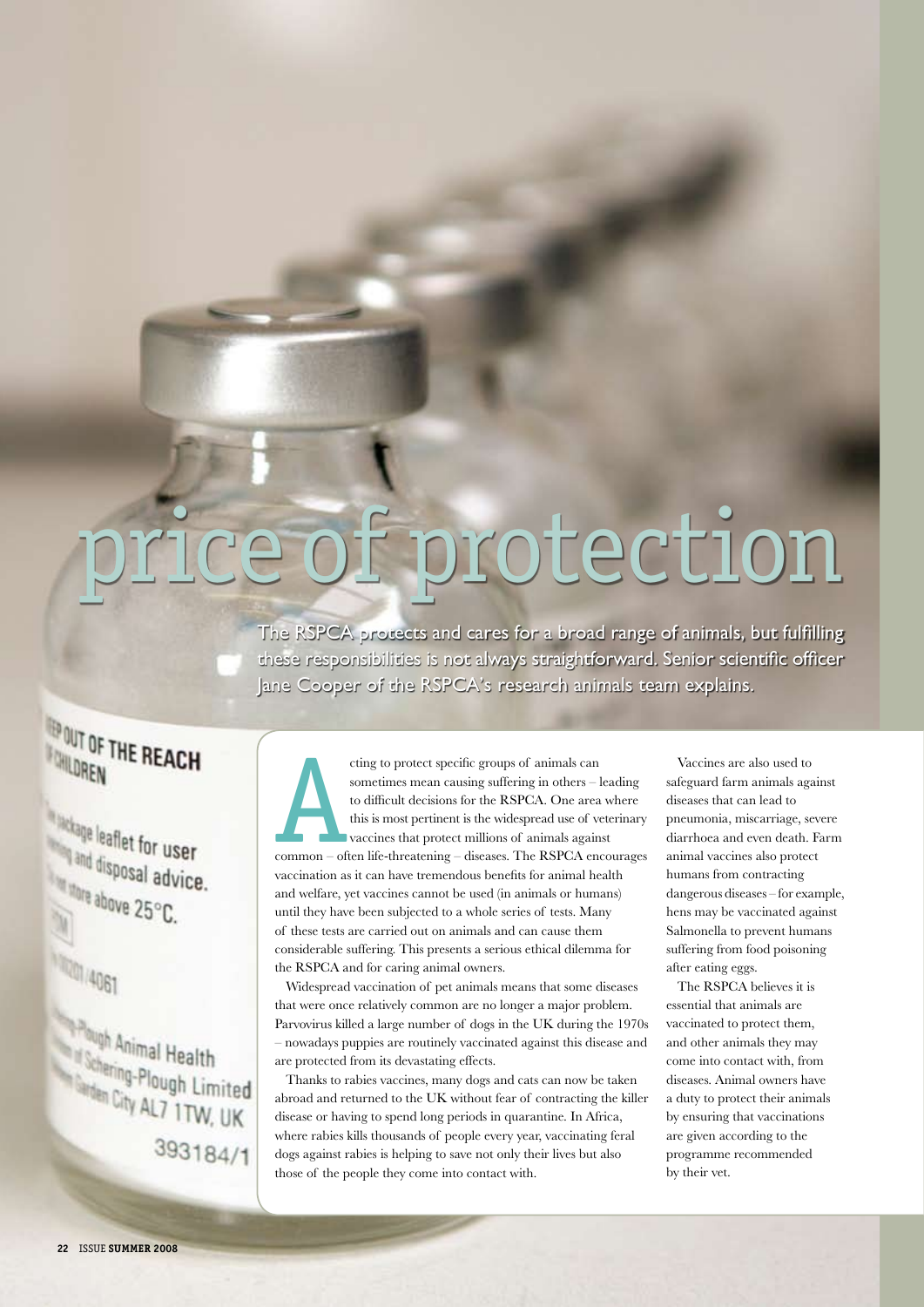# price of protection

The RSPCA protects and cares for a broad range of animals, but fulfilling these responsibilities is not always straightforward. Senior scientific officer Jane Cooper of the RSPCA's research animals team explains.

Acting to protect specific groups of animals can sometimes mean causing suffering in others – leading to difficult decisions for the RSPCA. One area where this is most pertinent is the widespread use of veterinary vaccines that protect millions of animals against common – often life-threatening – diseases. The RSPCA encourages vaccination as it can have tremendous benefits for animal health and welfare, yet vaccines cannot be used (in animals or humans) until they have been subjected to a whole series of tests. Many of these tests are carried out on animals and can cause them considerable suffering. This presents a serious ethical dilemma for the RSPCA and for caring animal owners.

Widespread vaccination of pet animals means that some diseases that were once relatively common are no longer a major problem. Parvovirus killed a large number of dogs in the UK during the 1970s – nowadays puppies are routinely vaccinated against this disease and are protected from its devastating effects.

Thanks to rabies vaccines, many dogs and cats can now be taken abroad and returned to the UK without fear of contracting the killer disease or having to spend long periods in quarantine. In Africa, where rabies kills thousands of people every year, vaccinating feral dogs against rabies is helping to save not only their lives but also those of the people they come into contact with.

Vaccines are also used to safeguard farm animals against diseases that can lead to pneumonia, miscarriage, severe diarrhoea and even death. Farm animal vaccines also protect humans from contracting dangerous diseases – for example, hens may be vaccinated against Salmonella to prevent humans suffering from food poisoning after eating eggs.

The RSPCA believes it is essential that animals are vaccinated to protect them, and other animals they may come into contact with, from diseases. Animal owners have a duty to protect their animals by ensuring that vaccinations are given according to the programme recommended by their vet.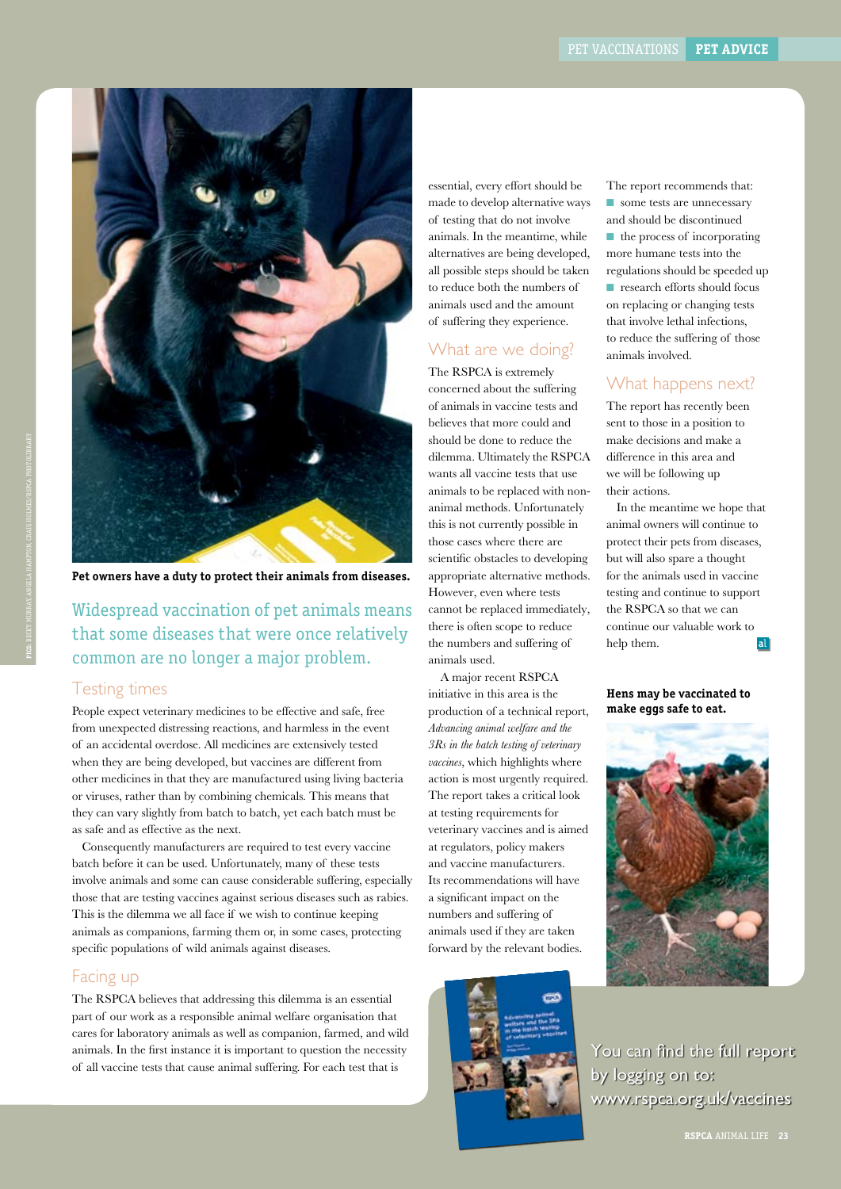Pet owners have a duty to protect their animals from diseases.

Widespread vaccination of pet animals means that some diseases that were once relatively common are no longer a major problem.

## Testing times

People expect veterinary medicines to be effective and safe, free from unexpected distressing reactions, and harmless in the event of an accidental overdose. All medicines are extensively tested when they are being developed, but vaccines are different from other medicines in that they are manufactured using living bacteria or viruses, rather than by combining chemicals. This means that they can vary slightly from batch to batch, yet each batch must be as safe and as effective as the next.

Consequently manufacturers are required to test every vaccine batch before it can be used. Unfortunately, many of these tests involve animals and some can cause considerable suffering, especially those that are testing vaccines against serious diseases such as rabies. This is the dilemma we all face if we wish to continue keeping animals as companions, farming them or, in some cases, protecting specific populations of wild animals against diseases.

## Facing up

The RSPCA believes that addressing this dilemma is an essential part of our work as a responsible animal welfare organisation that cares for laboratory animals as well as companion, farmed, and wild animals. In the first instance it is important to question the necessity of all vaccine tests that cause animal suffering. For each test that is essential, every effort should be made to develop alternative ways of testing that do not involve animals. In the meantime, while alternatives are being developed, all possible steps should be taken to reduce both the numbers of animals used and the amount of suffering they experience.

## What are we doing?

The RSPCA is extremely concerned about the suffering of animals in vaccine tests and believes that more could and should be done to reduce the dilemma. Ultimately the RSPCA wants all vaccine tests that use animals to be replaced with non-animal methods. Unfortunately this is not currently possible in those cases where there are scientific obstacles to developing appropriate alternative methods. However, even where tests cannot be replaced immediately, there is often scope to reduce the numbers and suffering of animals used.

A major recent RSPCA initiative in this area is the production of a technical report, *Advancing animal welfare and the 3Rs in the batch testing of veterinary vaccines*, which highlights where action is most urgently required. The report takes a critical look at testing requirements for veterinary vaccines and is aimed at regulators, policy makers and vaccine manufacturers. Its recommendations will have a significant impact on the numbers and suffering of animals used if they are taken forward by the relevant bodies.

The report recommends that:

- some tests are unnecessary and should be discontinued
- the process of incorporating more humane tests into the regulations should be speeded up
- research efforts should focus on replacing or changing tests that involve lethal infections, to reduce the suffering of those animals involved.

## What happens next?

The report has recently been sent to those in a position to make decisions and make a difference in this area and we will be following up their actions.

In the meantime we hope that animal owners will continue to protect their pets from diseases, but will also spare a thought for the animals used in vaccine testing and continue to support the RSPCA so that we can continue our valuable work to help them.

Hens may be vaccinated to make eggs safe to eat.

You can find the full report by logging on to: www.rspca.org.uk/vaccines